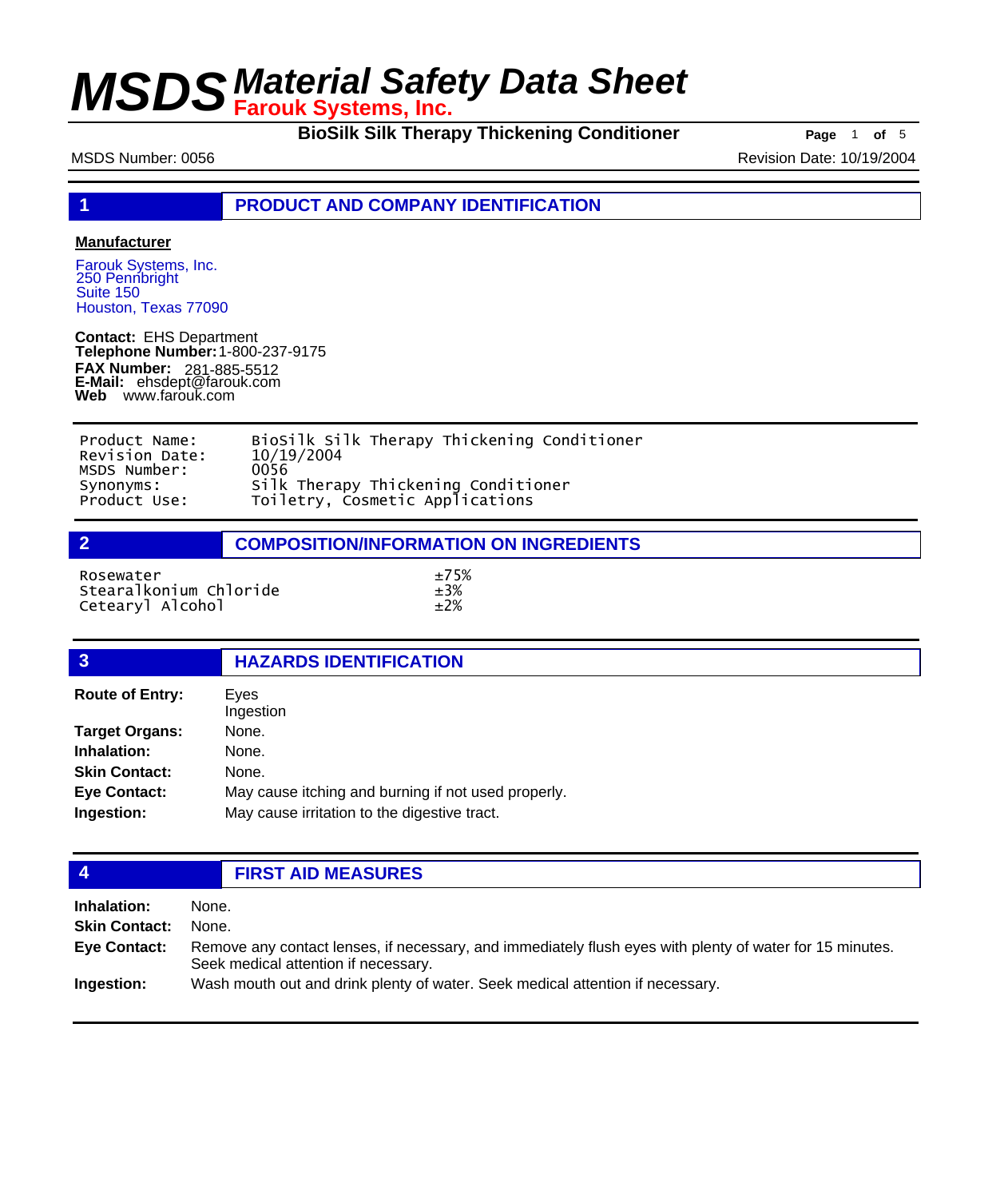# MSDS Material Safety Data Sheet

**Farouk Systems, Inc.**

**BioSilk Silk Therapy Thickening Conditioner**

MSDS Number: 0056

Revision Date: 10/19/2004

## 1 PRODUCT AND COMPANY IDENTIFICATION

**Manufacturer**

Farouk Systems, Inc.
250 Pennbright
Suite 150
Houston, Texas 77090

**Contact:** EHS Department
**Telephone Number:** 1-800-237-9175
**FAX Number:** 281-885-5512
**E-Mail:** ehsdept@farouk.com
**Web** www.farouk.com

| | |
|---|---|
| Product Name: | BioSilk Silk Therapy Thickening Conditioner |
| Revision Date: | 10/19/2004 |
| MSDS Number: | 0056 |
| Synonyms: | Silk Therapy Thickening Conditioner |
| Product Use: | Toiletry, Cosmetic Applications |

## 2 COMPOSITION/INFORMATION ON INGREDIENTS

| | |
|---|---|
| Rosewater | ±75% |
| Stearalkonium Chloride | ±3% |
| Cetearyl Alcohol | ±2% |

## 3 HAZARDS IDENTIFICATION

**Route of Entry:** Eyes
Ingestion

**Target Organs:** None.

**Inhalation:** None.

**Skin Contact:** None.

**Eye Contact:** May cause itching and burning if not used properly.

**Ingestion:** May cause irritation to the digestive tract.

## 4 FIRST AID MEASURES

**Inhalation:** None.

**Skin Contact:** None.

**Eye Contact:** Remove any contact lenses, if necessary, and immediately flush eyes with plenty of water for 15 minutes. Seek medical attention if necessary.

**Ingestion:** Wash mouth out and drink plenty of water. Seek medical attention if necessary.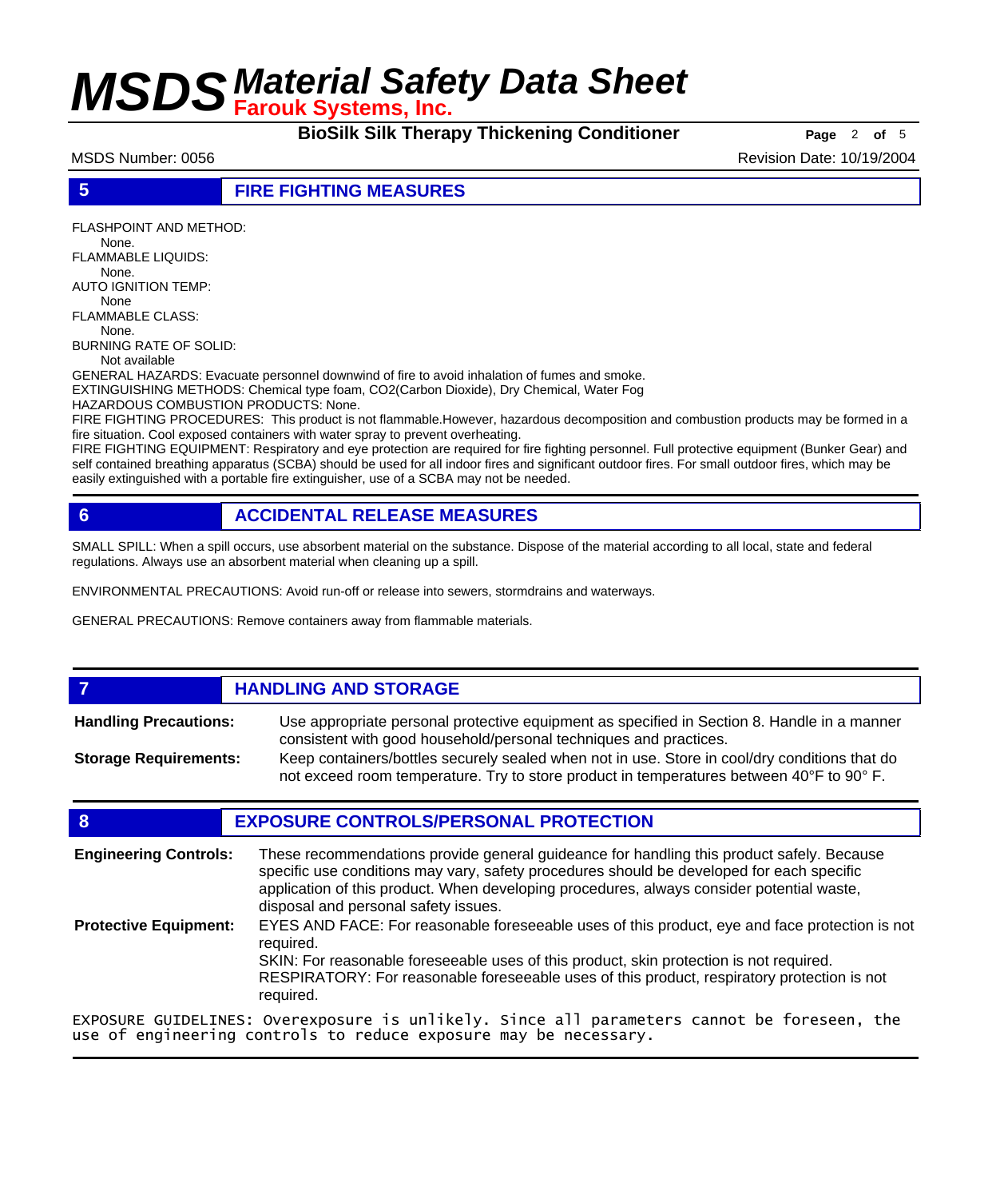## 5 FIRE FIGHTING MEASURES

FLASHPOINT AND METHOD:
None.

FLAMMABLE LIQUIDS:
None.

AUTO IGNITION TEMP:
None

FLAMMABLE CLASS:
None.

BURNING RATE OF SOLID:
Not available

GENERAL HAZARDS: Evacuate personnel downwind of fire to avoid inhalation of fumes and smoke.

EXTINGUISHING METHODS: Chemical type foam, CO2(Carbon Dioxide), Dry Chemical, Water Fog

HAZARDOUS COMBUSTION PRODUCTS: None.

FIRE FIGHTING PROCEDURES: This product is not flammable.However, hazardous decomposition and combustion products may be formed in a fire situation. Cool exposed containers with water spray to prevent overheating.

FIRE FIGHTING EQUIPMENT: Respiratory and eye protection are required for fire fighting personnel. Full protective equipment (Bunker Gear) and self contained breathing apparatus (SCBA) should be used for all indoor fires and significant outdoor fires. For small outdoor fires, which may be easily extinguished with a portable fire extinguisher, use of a SCBA may not be needed.

## 6 ACCIDENTAL RELEASE MEASURES

SMALL SPILL: When a spill occurs, use absorbent material on the substance. Dispose of the material according to all local, state and federal regulations. Always use an absorbent material when cleaning up a spill.

ENVIRONMENTAL PRECAUTIONS: Avoid run-off or release into sewers, stormdrains and waterways.

GENERAL PRECAUTIONS: Remove containers away from flammable materials.

## 7 HANDLING AND STORAGE

**Handling Precautions:** Use appropriate personal protective equipment as specified in Section 8. Handle in a manner consistent with good household/personal techniques and practices.

**Storage Requirements:** Keep containers/bottles securely sealed when not in use. Store in cool/dry conditions that do not exceed room temperature. Try to store product in temperatures between 40°F to 90° F.

## 8 EXPOSURE CONTROLS/PERSONAL PROTECTION

**Engineering Controls:** These recommendations provide general guideance for handling this product safely. Because specific use conditions may vary, safety procedures should be developed for each specific application of this product. When developing procedures, always consider potential waste, disposal and personal safety issues.

**Protective Equipment:** EYES AND FACE: For reasonable foreseeable uses of this product, eye and face protection is not required.
SKIN: For reasonable foreseeable uses of this product, skin protection is not required.
RESPIRATORY: For reasonable foreseeable uses of this product, respiratory protection is not required.

EXPOSURE GUIDELINES: Overexposure is unlikely. Since all parameters cannot be foreseen, the use of engineering controls to reduce exposure may be necessary.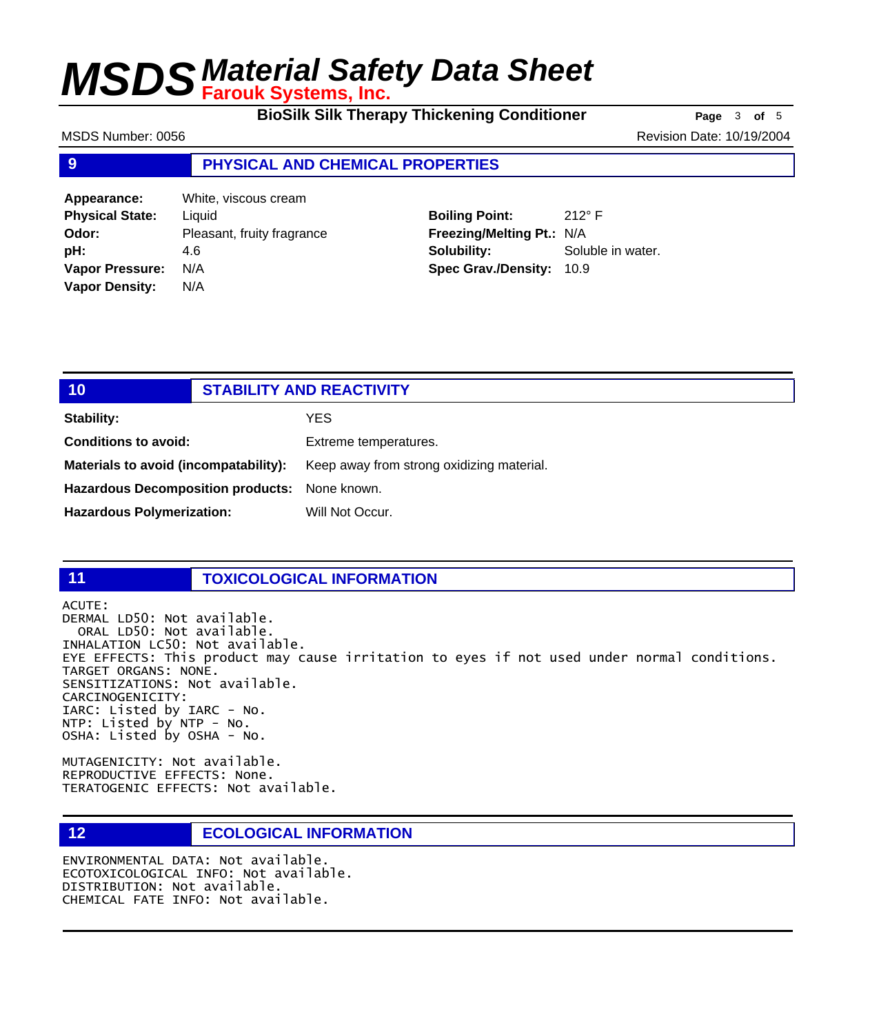## 9 PHYSICAL AND CHEMICAL PROPERTIES

| | | | |
|---|---|---|---|
| **Appearance:** | White, viscous cream | | |
| **Physical State:** | Liquid | **Boiling Point:** | 212° F |
| **Odor:** | Pleasant, fruity fragrance | **Freezing/Melting Pt.:** | N/A |
| **pH:** | 4.6 | **Solubility:** | Soluble in water. |
| **Vapor Pressure:** | N/A | **Spec Grav./Density:** | 10.9 |
| **Vapor Density:** | N/A | | |

## 10 STABILITY AND REACTIVITY

**Stability:** YES

**Conditions to avoid:** Extreme temperatures.

**Materials to avoid (incompatability):** Keep away from strong oxidizing material.

**Hazardous Decomposition products:** None known.

**Hazardous Polymerization:** Will Not Occur.

## 11 TOXICOLOGICAL INFORMATION

ACUTE:
DERMAL LD50: Not available.
ORAL LD50: Not available.
INHALATION LC50: Not available.
EYE EFFECTS: This product may cause irritation to eyes if not used under normal conditions.
TARGET ORGANS: NONE.
SENSITIZATIONS: Not available.
CARCINOGENICITY:
IARC: Listed by IARC - No.
NTP: Listed by NTP - No.
OSHA: Listed by OSHA - No.

MUTAGENICITY: Not available.
REPRODUCTIVE EFFECTS: None.
TERATOGENIC EFFECTS: Not available.

## 12 ECOLOGICAL INFORMATION

ENVIRONMENTAL DATA: Not available.
ECOTOXICOLOGICAL INFO: Not available.
DISTRIBUTION: Not available.
CHEMICAL FATE INFO: Not available.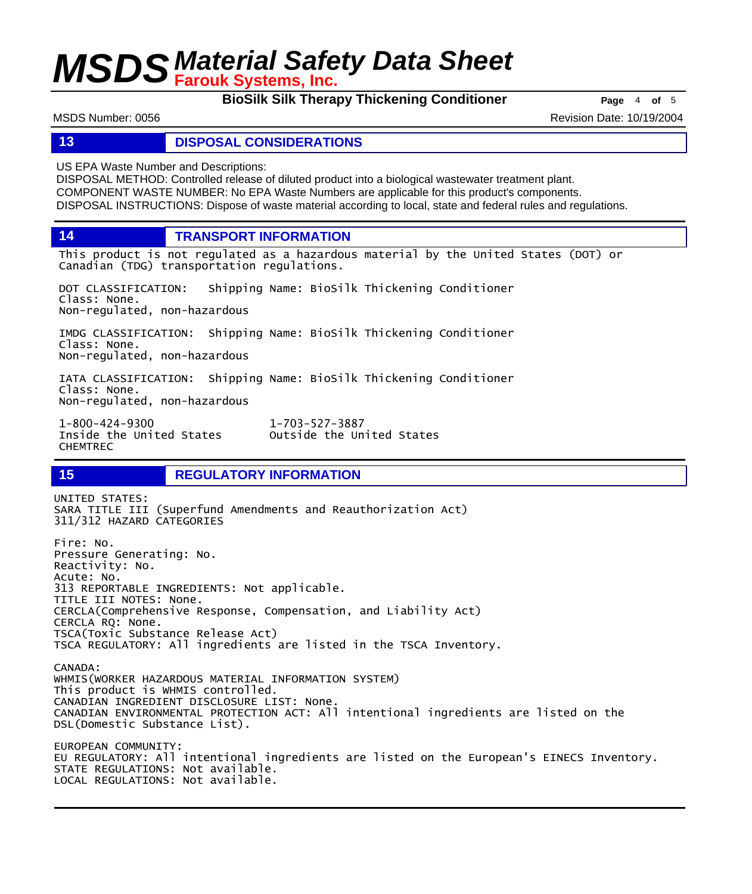## 13 DISPOSAL CONSIDERATIONS

US EPA Waste Number and Descriptions:
DISPOSAL METHOD: Controlled release of diluted product into a biological wastewater treatment plant.
COMPONENT WASTE NUMBER: No EPA Waste Numbers are applicable for this product's components.
DISPOSAL INSTRUCTIONS: Dispose of waste material according to local, state and federal rules and regulations.

## 14 TRANSPORT INFORMATION

This product is not regulated as a hazardous material by the United States (DOT) or Canadian (TDG) transportation regulations.

DOT CLASSIFICATION: Shipping Name: BioSilk Thickening Conditioner
Class: None.
Non-regulated, non-hazardous

IMDG CLASSIFICATION: Shipping Name: BioSilk Thickening Conditioner
Class: None.
Non-regulated, non-hazardous

IATA CLASSIFICATION: Shipping Name: BioSilk Thickening Conditioner
Class: None.
Non-regulated, non-hazardous

1-800-424-9300
Inside the United States
CHEMTREC

1-703-527-3887
Outside the United States

## 15 REGULATORY INFORMATION

UNITED STATES:
SARA TITLE III (Superfund Amendments and Reauthorization Act)
311/312 HAZARD CATEGORIES

Fire: No.
Pressure Generating: No.
Reactivity: No.
Acute: No.
313 REPORTABLE INGREDIENTS: Not applicable.
TITLE III NOTES: None.
CERCLA(Comprehensive Response, Compensation, and Liability Act)
CERCLA RQ: None.
TSCA(Toxic Substance Release Act)
TSCA REGULATORY: All ingredients are listed in the TSCA Inventory.

CANADA:
WHMIS(WORKER HAZARDOUS MATERIAL INFORMATION SYSTEM)
This product is WHMIS controlled.
CANADIAN INGREDIENT DISCLOSURE LIST: None.
CANADIAN ENVIRONMENTAL PROTECTION ACT: All intentional ingredients are listed on the DSL(Domestic Substance List).

EUROPEAN COMMUNITY:
EU REGULATORY: All intentional ingredients are listed on the European's EINECS Inventory.
STATE REGULATIONS: Not available.
LOCAL REGULATIONS: Not available.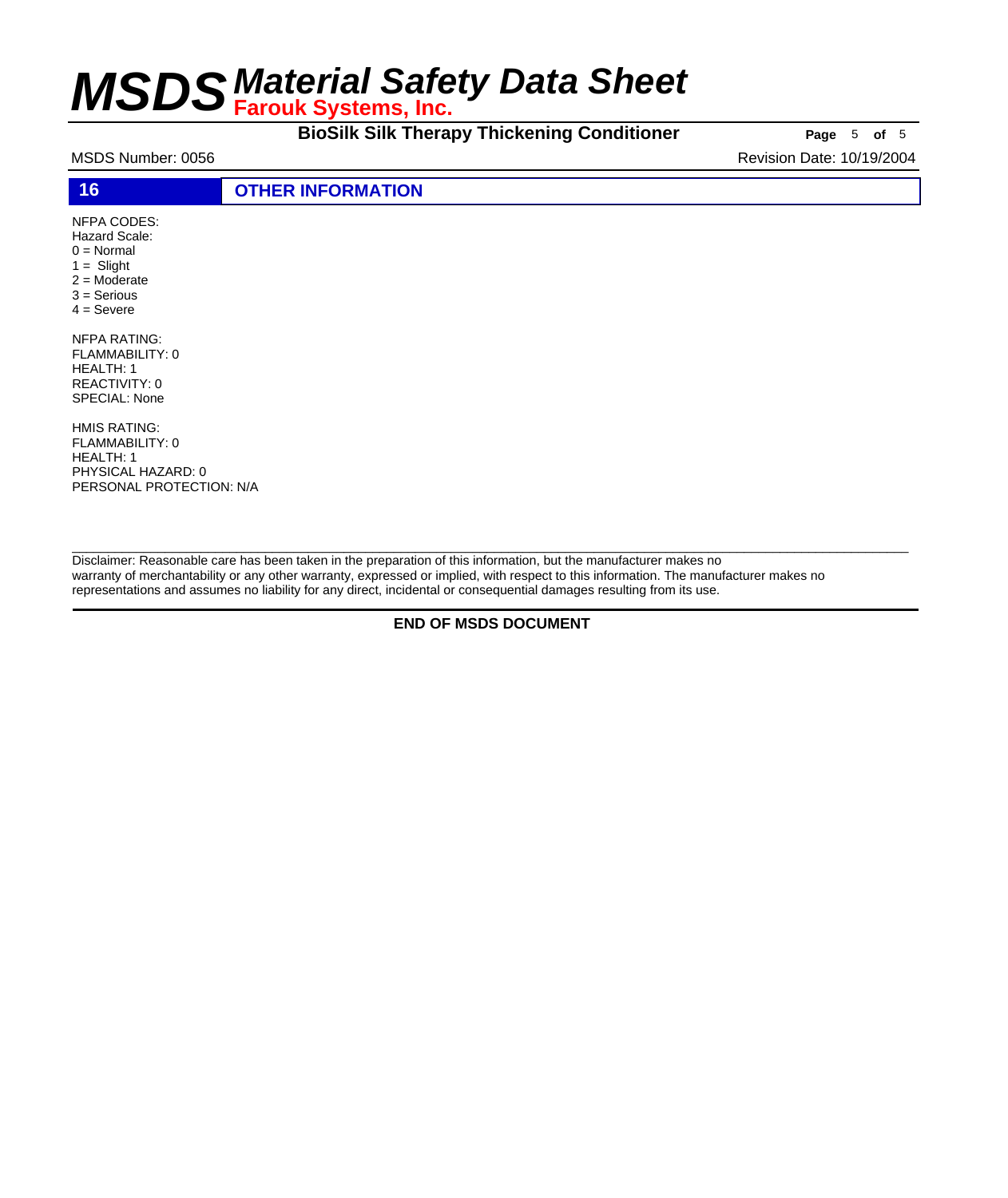## 16 OTHER INFORMATION

NFPA CODES:
Hazard Scale:
0 = Normal
1 = Slight
2 = Moderate
3 = Serious
4 = Severe

NFPA RATING:
FLAMMABILITY: 0
HEALTH: 1
REACTIVITY: 0
SPECIAL: None

HMIS RATING:
FLAMMABILITY: 0
HEALTH: 1
PHYSICAL HAZARD: 0
PERSONAL PROTECTION: N/A

---

Disclaimer: Reasonable care has been taken in the preparation of this information, but the manufacturer makes no warranty of merchantability or any other warranty, expressed or implied, with respect to this information. The manufacturer makes no representations and assumes no liability for any direct, incidental or consequential damages resulting from its use.

**END OF MSDS DOCUMENT**